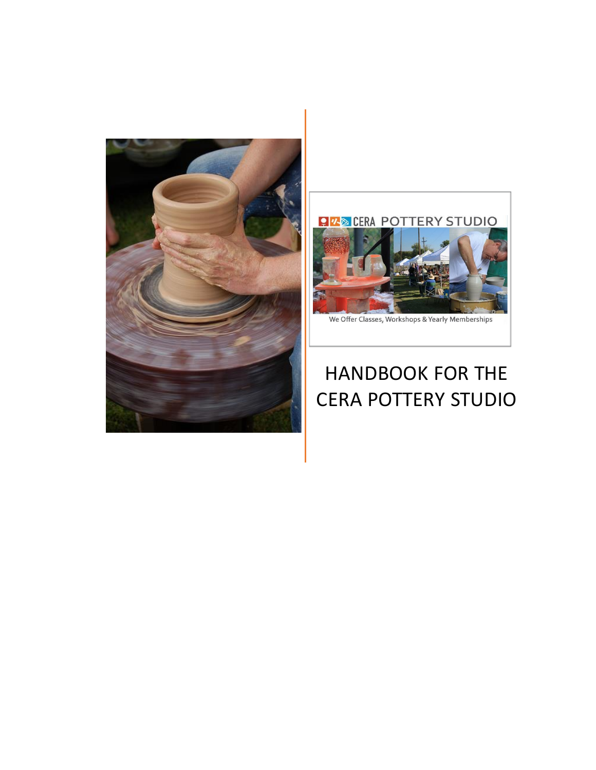# HANDBOOK FOR THE CERA POTTERY STUDIO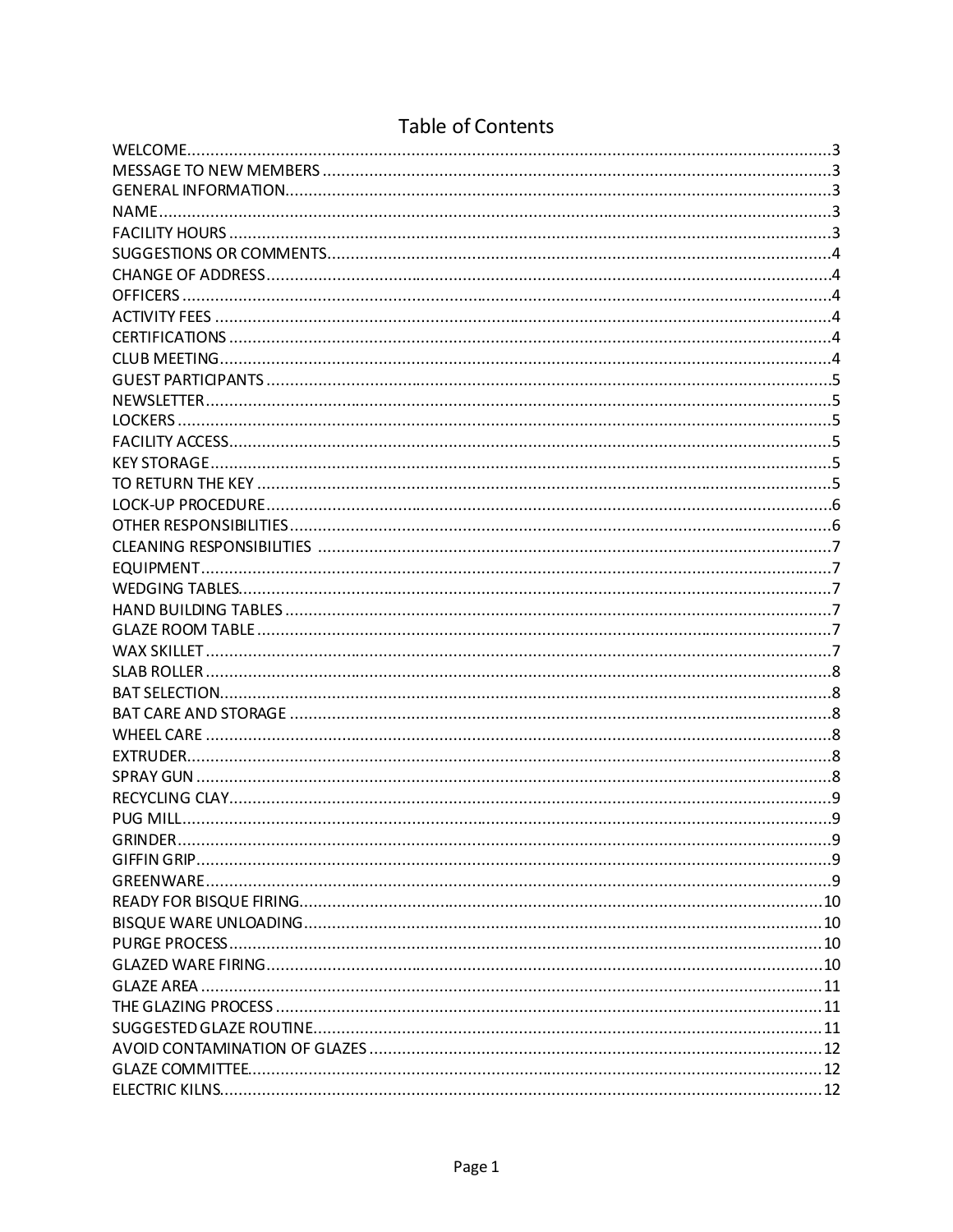# Table of Contents

| | |
|---|---|
| WELCOME | 3 |
| MESSAGE TO NEW MEMBERS | 3 |
| GENERAL INFORMATION | 3 |
| NAME | 3 |
| FACILITY HOURS | 3 |
| SUGGESTIONS OR COMMENTS | 4 |
| CHANGE OF ADDRESS | 4 |
| OFFICERS | 4 |
| ACTIVITY FEES | 4 |
| CERTIFICATIONS | 4 |
| CLUB MEETING | 4 |
| GUEST PARTICIPANTS | 5 |
| NEWSLETTER | 5 |
| LOCKERS | 5 |
| FACILITY ACCESS | 5 |
| KEY STORAGE | 5 |
| TO RETURN THE KEY | 5 |
| LOCK-UP PROCEDURE | 6 |
| OTHER RESPONSIBILITIES | 6 |
| CLEANING RESPONSIBILITIES | 7 |
| EQUIPMENT | 7 |
| WEDGING TABLES | 7 |
| HAND BUILDING TABLES | 7 |
| GLAZE ROOM TABLE | 7 |
| WAX SKILLET | 7 |
| SLAB ROLLER | 8 |
| BAT SELECTION | 8 |
| BAT CARE AND STORAGE | 8 |
| WHEEL CARE | 8 |
| EXTRUDER | 8 |
| SPRAY GUN | 8 |
| RECYCLING CLAY | 9 |
| PUG MILL | 9 |
| GRINDER | 9 |
| GIFFIN GRIP | 9 |
| GREENWARE | 9 |
| READY FOR BISQUE FIRING | 10 |
| BISQUE WARE UNLOADING | 10 |
| PURGE PROCESS | 10 |
| GLAZED WARE FIRING | 10 |
| GLAZE AREA | 11 |
| THE GLAZING PROCESS | 11 |
| SUGGESTED GLAZE ROUTINE | 11 |
| AVOID CONTAMINATION OF GLAZES | 12 |
| GLAZE COMMITTEE | 12 |
| ELECTRIC KILNS | 12 |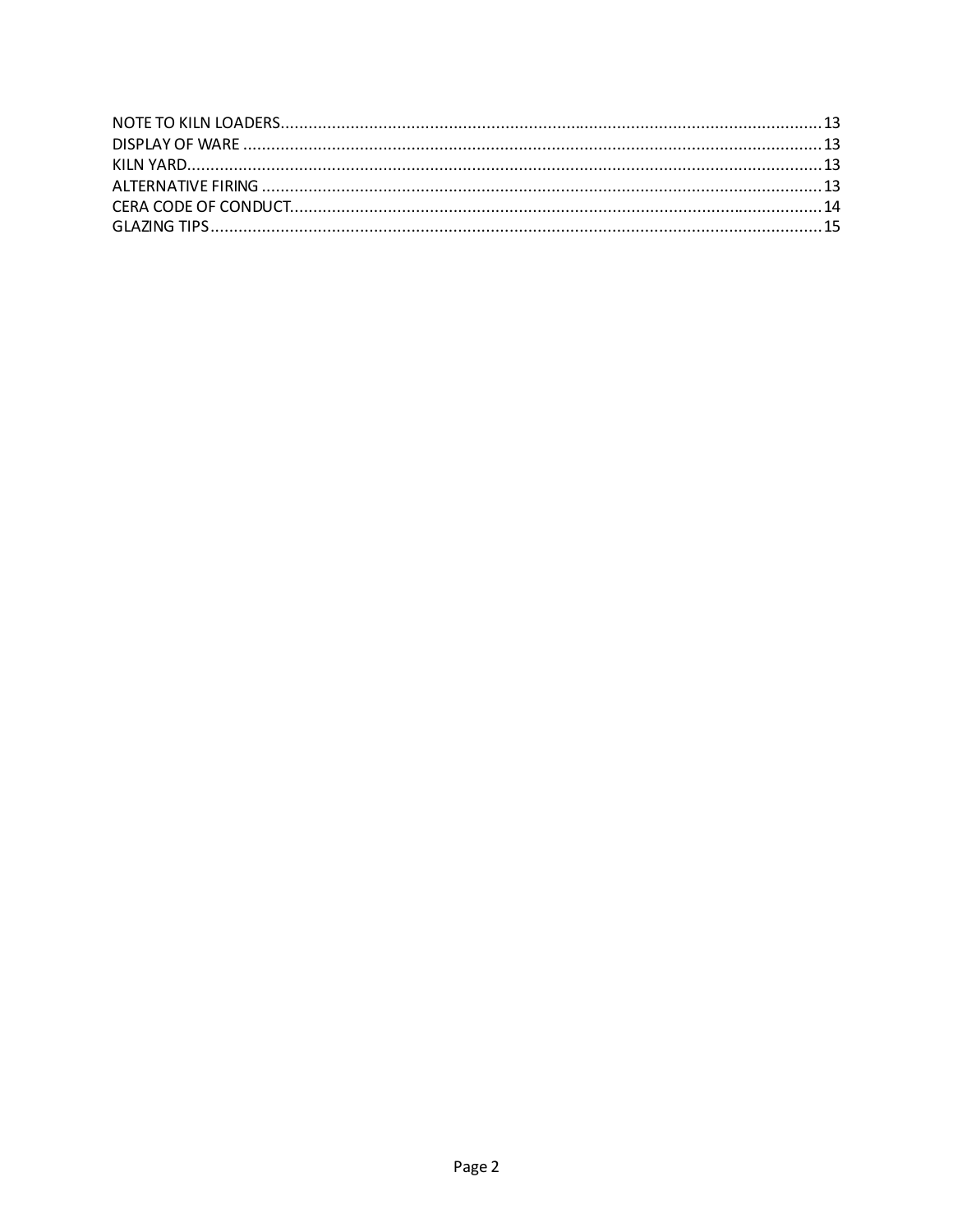NOTE TO KILN LOADERS.....13
DISPLAY OF WARE.....13
KILN YARD.....13
ALTERNATIVE FIRING.....13
CERA CODE OF CONDUCT.....14
GLAZING TIPS.....15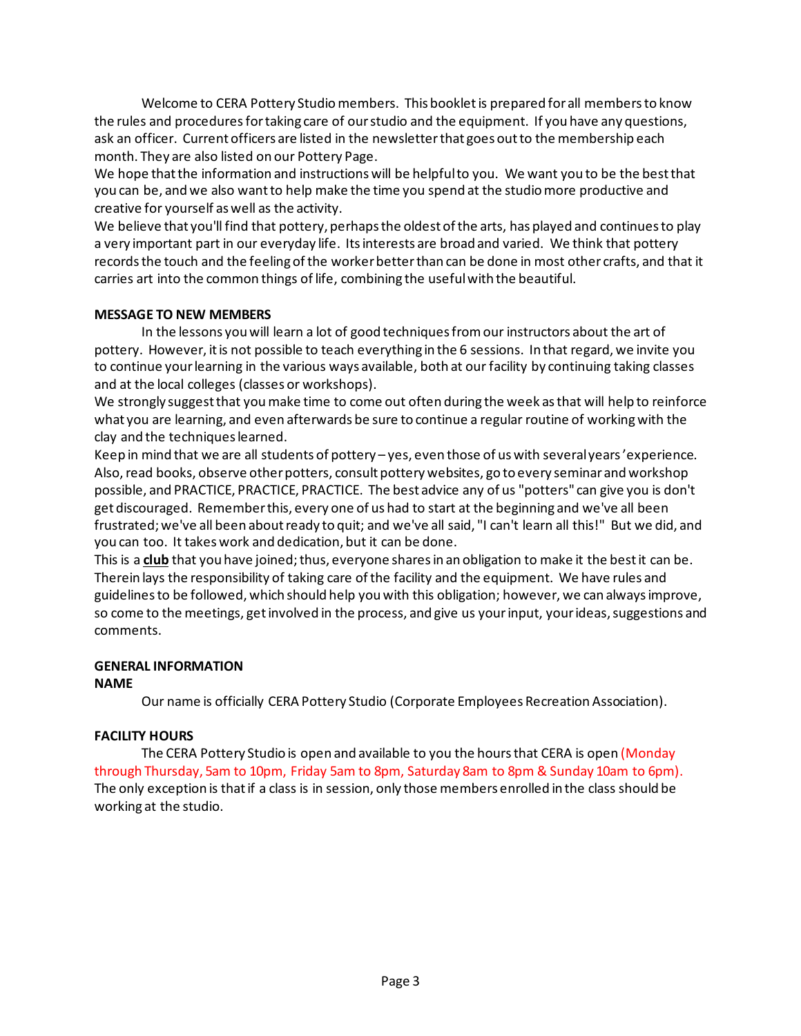Welcome to CERA Pottery Studio members. This booklet is prepared for all members to know the rules and procedures for taking care of our studio and the equipment. If you have any questions, ask an officer. Current officers are listed in the newsletter that goes out to the membership each month. They are also listed on our Pottery Page.

We hope that the information and instructions will be helpful to you. We want you to be the best that you can be, and we also want to help make the time you spend at the studio more productive and creative for yourself as well as the activity.

We believe that you'll find that pottery, perhaps the oldest of the arts, has played and continues to play a very important part in our everyday life. Its interests are broad and varied. We think that pottery records the touch and the feeling of the worker better than can be done in most other crafts, and that it carries art into the common things of life, combining the useful with the beautiful.

**MESSAGE TO NEW MEMBERS**

In the lessons you will learn a lot of good techniques from our instructors about the art of pottery. However, it is not possible to teach everything in the 6 sessions. In that regard, we invite you to continue your learning in the various ways available, both at our facility by continuing taking classes and at the local colleges (classes or workshops).

We strongly suggest that you make time to come out often during the week as that will help to reinforce what you are learning, and even afterwards be sure to continue a regular routine of working with the clay and the techniques learned.

Keep in mind that we are all students of pottery – yes, even those of us with several years' experience. Also, read books, observe other potters, consult pottery websites, go to every seminar and workshop possible, and PRACTICE, PRACTICE, PRACTICE. The best advice any of us "potters" can give you is don't get discouraged. Remember this, every one of us had to start at the beginning and we've all been frustrated; we've all been about ready to quit; and we've all said, "I can't learn all this!" But we did, and you can too. It takes work and dedication, but it can be done.

This is a **club** that you have joined; thus, everyone shares in an obligation to make it the best it can be. Therein lays the responsibility of taking care of the facility and the equipment. We have rules and guidelines to be followed, which should help you with this obligation; however, we can always improve, so come to the meetings, get involved in the process, and give us your input, your ideas, suggestions and comments.

**GENERAL INFORMATION**

**NAME**

Our name is officially CERA Pottery Studio (Corporate Employees Recreation Association).

**FACILITY HOURS**

The CERA Pottery Studio is open and available to you the hours that CERA is open (Monday through Thursday, 5am to 10pm, Friday 5am to 8pm, Saturday 8am to 8pm & Sunday 10am to 6pm). The only exception is that if a class is in session, only those members enrolled in the class should be working at the studio.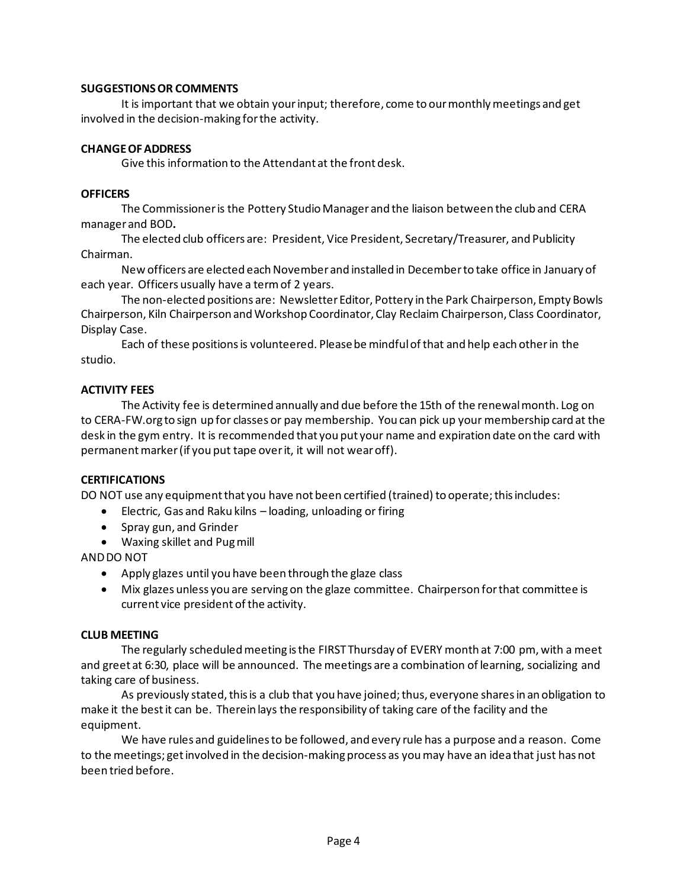**SUGGESTIONS OR COMMENTS**

It is important that we obtain your input; therefore, come to our monthly meetings and get involved in the decision-making for the activity.

**CHANGE OF ADDRESS**

Give this information to the Attendant at the front desk.

**OFFICERS**

The Commissioner is the Pottery Studio Manager and the liaison between the club and CERA manager and BOD**.**

The elected club officers are: President, Vice President, Secretary/Treasurer, and Publicity Chairman.

New officers are elected each November and installed in December to take office in January of each year. Officers usually have a term of 2 years.

The non-elected positions are: Newsletter Editor, Pottery in the Park Chairperson, Empty Bowls Chairperson, Kiln Chairperson and Workshop Coordinator, Clay Reclaim Chairperson, Class Coordinator, Display Case.

Each of these positions is volunteered. Please be mindful of that and help each other in the studio.

**ACTIVITY FEES**

The Activity fee is determined annually and due before the 15th of the renewal month. Log on to CERA-FW.org to sign up for classes or pay membership. You can pick up your membership card at the desk in the gym entry. It is recommended that you put your name and expiration date on the card with permanent marker (if you put tape over it, it will not wear off).

**CERTIFICATIONS**

DO NOT use any equipment that you have not been certified (trained) to operate; this includes:

- Electric, Gas and Raku kilns – loading, unloading or firing
- Spray gun, and Grinder
- Waxing skillet and Pug mill

AND DO NOT

- Apply glazes until you have been through the glaze class
- Mix glazes unless you are serving on the glaze committee. Chairperson for that committee is current vice president of the activity.

**CLUB MEETING**

The regularly scheduled meeting is the FIRST Thursday of EVERY month at 7:00 pm, with a meet and greet at 6:30, place will be announced. The meetings are a combination of learning, socializing and taking care of business.

As previously stated, this is a club that you have joined; thus, everyone shares in an obligation to make it the best it can be. Therein lays the responsibility of taking care of the facility and the equipment.

We have rules and guidelines to be followed, and every rule has a purpose and a reason. Come to the meetings; get involved in the decision-making process as you may have an idea that just has not been tried before.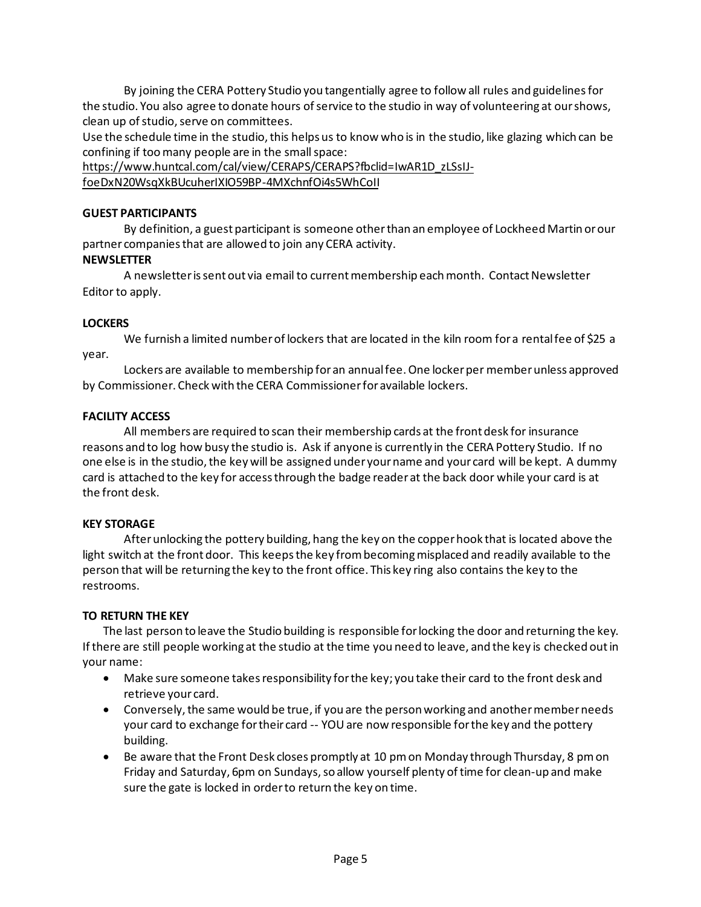By joining the CERA Pottery Studio you tangentially agree to follow all rules and guidelines for the studio. You also agree to donate hours of service to the studio in way of volunteering at our shows, clean up of studio, serve on committees.

Use the schedule time in the studio, this helps us to know who is in the studio, like glazing which can be confining if too many people are in the small space:
https://www.huntcal.com/cal/view/CERAPS/CERAPS?fbclid=IwAR1D_zLSsIJ-foeDxN20WsqXkBUcuherIXIO59BP-4MXchnfOi4s5WhCoII

**GUEST PARTICIPANTS**

By definition, a guest participant is someone other than an employee of Lockheed Martin or our partner companies that are allowed to join any CERA activity.

**NEWSLETTER**

A newsletter is sent out via email to current membership each month. Contact Newsletter Editor to apply.

**LOCKERS**

We furnish a limited number of lockers that are located in the kiln room for a rental fee of $25 a year.

Lockers are available to membership for an annual fee. One locker per member unless approved by Commissioner. Check with the CERA Commissioner for available lockers.

**FACILITY ACCESS**

All members are required to scan their membership cards at the front desk for insurance reasons and to log how busy the studio is. Ask if anyone is currently in the CERA Pottery Studio. If no one else is in the studio, the key will be assigned under your name and your card will be kept. A dummy card is attached to the key for access through the badge reader at the back door while your card is at the front desk.

**KEY STORAGE**

After unlocking the pottery building, hang the key on the copper hook that is located above the light switch at the front door. This keeps the key from becoming misplaced and readily available to the person that will be returning the key to the front office. This key ring also contains the key to the restrooms.

**TO RETURN THE KEY**

The last person to leave the Studio building is responsible for locking the door and returning the key. If there are still people working at the studio at the time you need to leave, and the key is checked out in your name:

- Make sure someone takes responsibility for the key; you take their card to the front desk and retrieve your card.
- Conversely, the same would be true, if you are the person working and another member needs your card to exchange for their card -- YOU are now responsible for the key and the pottery building.
- Be aware that the Front Desk closes promptly at 10 pm on Monday through Thursday, 8 pm on Friday and Saturday, 6pm on Sundays, so allow yourself plenty of time for clean-up and make sure the gate is locked in order to return the key on time.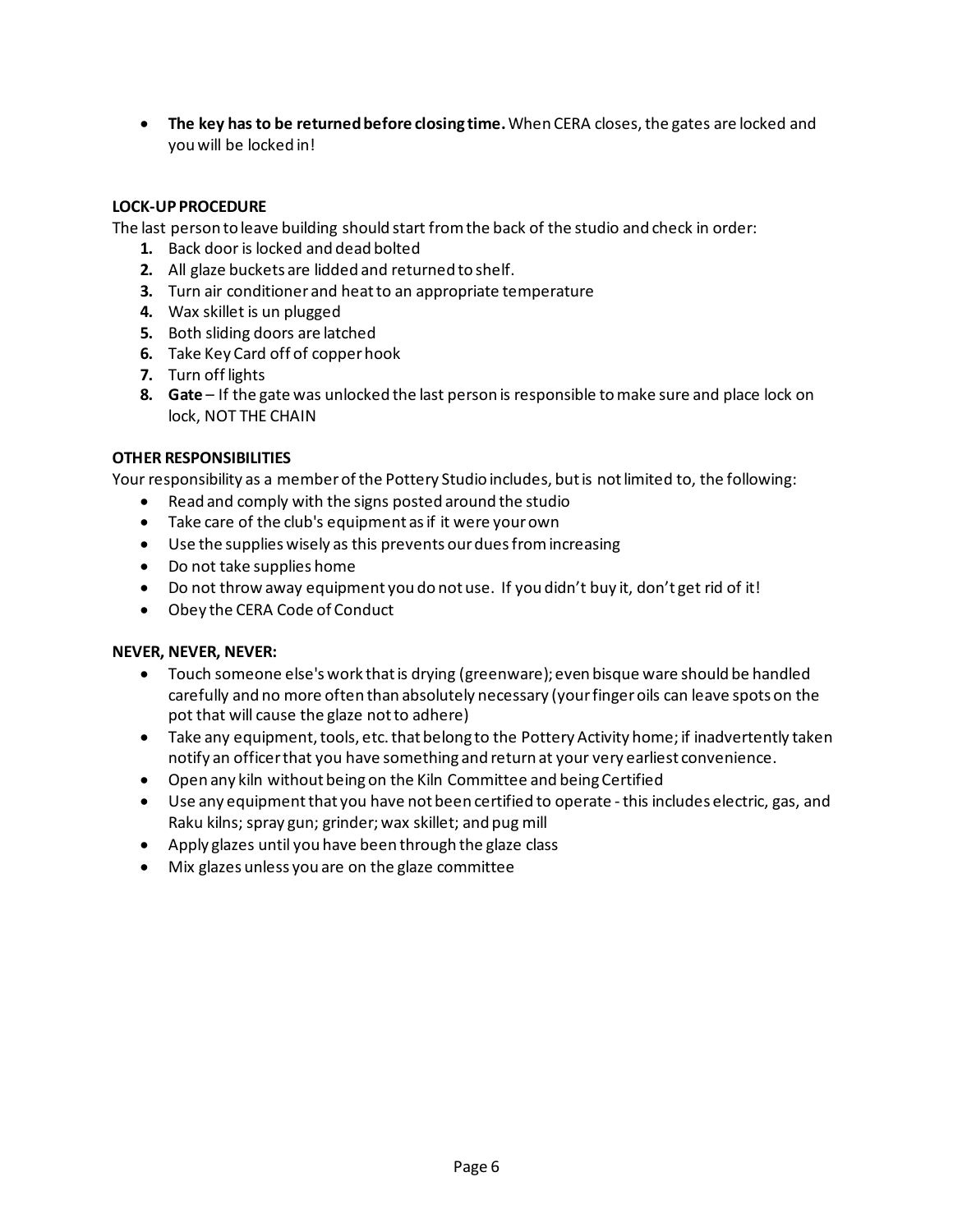- **The key has to be returned before closing time.** When CERA closes, the gates are locked and you will be locked in!

**LOCK-UP PROCEDURE**

The last person to leave building should start from the back of the studio and check in order:

1. Back door is locked and dead bolted
2. All glaze buckets are lidded and returned to shelf.
3. Turn air conditioner and heat to an appropriate temperature
4. Wax skillet is un plugged
5. Both sliding doors are latched
6. Take Key Card off of copper hook
7. Turn off lights
8. **Gate** – If the gate was unlocked the last person is responsible to make sure and place lock on lock, NOT THE CHAIN

**OTHER RESPONSIBILITIES**

Your responsibility as a member of the Pottery Studio includes, but is not limited to, the following:

- Read and comply with the signs posted around the studio
- Take care of the club's equipment as if it were your own
- Use the supplies wisely as this prevents our dues from increasing
- Do not take supplies home
- Do not throw away equipment you do not use. If you didn't buy it, don't get rid of it!
- Obey the CERA Code of Conduct

**NEVER, NEVER, NEVER:**

- Touch someone else's work that is drying (greenware); even bisque ware should be handled carefully and no more often than absolutely necessary (your finger oils can leave spots on the pot that will cause the glaze not to adhere)
- Take any equipment, tools, etc. that belong to the Pottery Activity home; if inadvertently taken notify an officer that you have something and return at your very earliest convenience.
- Open any kiln without being on the Kiln Committee and being Certified
- Use any equipment that you have not been certified to operate - this includes electric, gas, and Raku kilns; spray gun; grinder; wax skillet; and pug mill
- Apply glazes until you have been through the glaze class
- Mix glazes unless you are on the glaze committee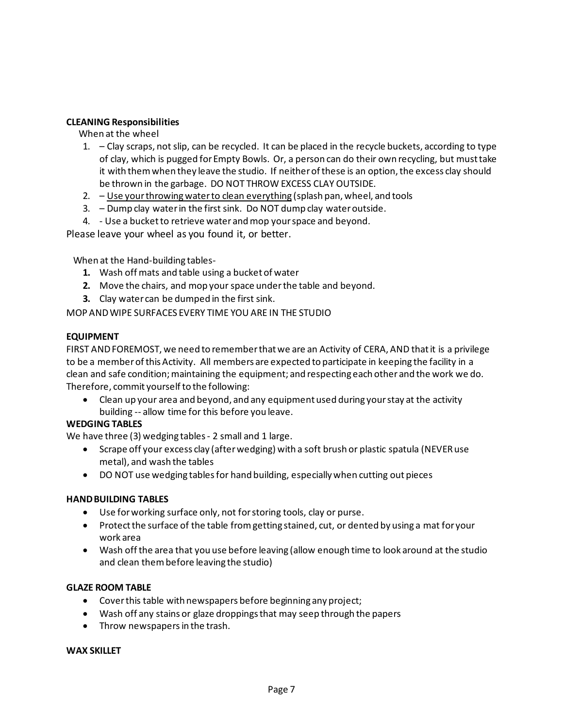**CLEANING Responsibilities**

When at the wheel

1. – Clay scraps, not slip, can be recycled. It can be placed in the recycle buckets, according to type of clay, which is pugged for Empty Bowls. Or, a person can do their own recycling, but must take it with them when they leave the studio. If neither of these is an option, the excess clay should be thrown in the garbage. DO NOT THROW EXCESS CLAY OUTSIDE.
2. – <u>Use your throwing water to clean everything</u> (splash pan, wheel, and tools
3. – Dump clay water in the first sink. Do NOT dump clay water outside.
4. - Use a bucket to retrieve water and mop your space and beyond.

Please leave your wheel as you found it, or better.

When at the Hand-building tables-

1. Wash off mats and table using a bucket of water
2. Move the chairs, and mop your space under the table and beyond.
3. Clay water can be dumped in the first sink.

MOP AND WIPE SURFACES EVERY TIME YOU ARE IN THE STUDIO

**EQUIPMENT**

FIRST AND FOREMOST, we need to remember that we are an Activity of CERA, AND that it is a privilege to be a member of this Activity. All members are expected to participate in keeping the facility in a clean and safe condition; maintaining the equipment; and respecting each other and the work we do. Therefore, commit yourself to the following:

- Clean up your area and beyond, and any equipment used during your stay at the activity building -- allow time for this before you leave.

**WEDGING TABLES**

We have three (3) wedging tables - 2 small and 1 large.

- Scrape off your excess clay (after wedging) with a soft brush or plastic spatula (NEVER use metal), and wash the tables
- DO NOT use wedging tables for hand building, especially when cutting out pieces

**HAND BUILDING TABLES**

- Use for working surface only, not for storing tools, clay or purse.
- Protect the surface of the table from getting stained, cut, or dented by using a mat for your work area
- Wash off the area that you use before leaving (allow enough time to look around at the studio and clean them before leaving the studio)

**GLAZE ROOM TABLE**

- Cover this table with newspapers before beginning any project;
- Wash off any stains or glaze droppings that may seep through the papers
- Throw newspapers in the trash.

**WAX SKILLET**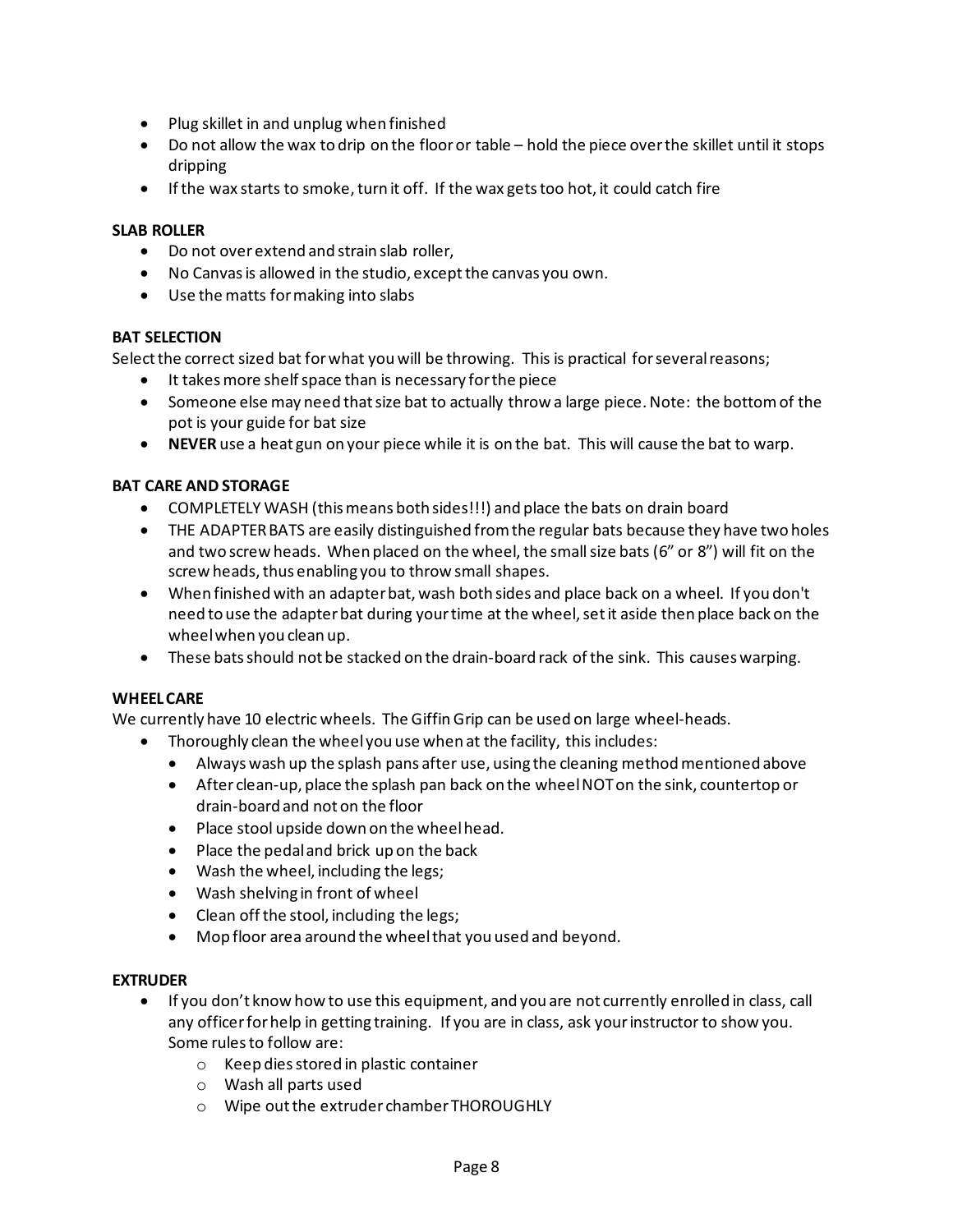- Plug skillet in and unplug when finished
- Do not allow the wax to drip on the floor or table – hold the piece over the skillet until it stops dripping
- If the wax starts to smoke, turn it off. If the wax gets too hot, it could catch fire

**SLAB ROLLER**

- Do not over extend and strain slab roller,
- No Canvas is allowed in the studio, except the canvas you own.
- Use the matts for making into slabs

**BAT SELECTION**

Select the correct sized bat for what you will be throwing. This is practical for several reasons;

- It takes more shelf space than is necessary for the piece
- Someone else may need that size bat to actually throw a large piece. Note: the bottom of the pot is your guide for bat size
- **NEVER** use a heat gun on your piece while it is on the bat. This will cause the bat to warp.

**BAT CARE AND STORAGE**

- COMPLETELY WASH (this means both sides!!!) and place the bats on drain board
- THE ADAPTER BATS are easily distinguished from the regular bats because they have two holes and two screw heads. When placed on the wheel, the small size bats (6" or 8") will fit on the screw heads, thus enabling you to throw small shapes.
- When finished with an adapter bat, wash both sides and place back on a wheel. If you don't need to use the adapter bat during your time at the wheel, set it aside then place back on the wheel when you clean up.
- These bats should not be stacked on the drain-board rack of the sink. This causes warping.

**WHEEL CARE**

We currently have 10 electric wheels. The Giffin Grip can be used on large wheel-heads.

- Thoroughly clean the wheel you use when at the facility, this includes:
  - Always wash up the splash pans after use, using the cleaning method mentioned above
  - After clean-up, place the splash pan back on the wheel NOT on the sink, countertop or drain-board and not on the floor
  - Place stool upside down on the wheel head.
  - Place the pedal and brick up on the back
  - Wash the wheel, including the legs;
  - Wash shelving in front of wheel
  - Clean off the stool, including the legs;
  - Mop floor area around the wheel that you used and beyond.

**EXTRUDER**

- If you don't know how to use this equipment, and you are not currently enrolled in class, call any officer for help in getting training. If you are in class, ask your instructor to show you. Some rules to follow are:
  - Keep dies stored in plastic container
  - Wash all parts used
  - Wipe out the extruder chamber THOROUGHLY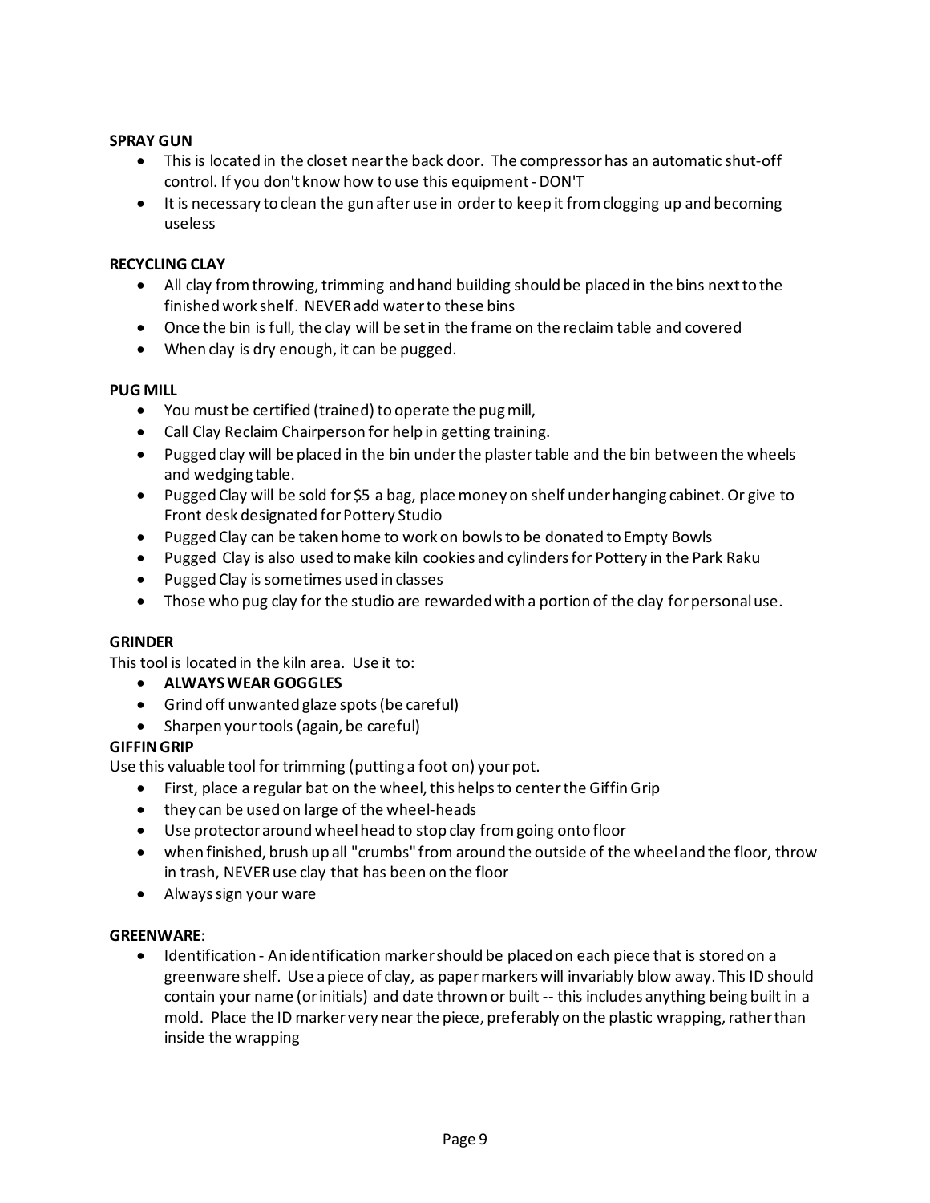**SPRAY GUN**

- This is located in the closet near the back door. The compressor has an automatic shut-off control. If you don't know how to use this equipment - DON'T
- It is necessary to clean the gun after use in order to keep it from clogging up and becoming useless

**RECYCLING CLAY**

- All clay from throwing, trimming and hand building should be placed in the bins next to the finished work shelf. NEVER add water to these bins
- Once the bin is full, the clay will be set in the frame on the reclaim table and covered
- When clay is dry enough, it can be pugged.

**PUG MILL**

- You must be certified (trained) to operate the pug mill,
- Call Clay Reclaim Chairperson for help in getting training.
- Pugged clay will be placed in the bin under the plaster table and the bin between the wheels and wedging table.
- Pugged Clay will be sold for $5 a bag, place money on shelf under hanging cabinet. Or give to Front desk designated for Pottery Studio
- Pugged Clay can be taken home to work on bowls to be donated to Empty Bowls
- Pugged Clay is also used to make kiln cookies and cylinders for Pottery in the Park Raku
- Pugged Clay is sometimes used in classes
- Those who pug clay for the studio are rewarded with a portion of the clay for personal use.

**GRINDER**

This tool is located in the kiln area. Use it to:

- **ALWAYS WEAR GOGGLES**
- Grind off unwanted glaze spots (be careful)
- Sharpen your tools (again, be careful)

**GIFFIN GRIP**

Use this valuable tool for trimming (putting a foot on) your pot.

- First, place a regular bat on the wheel, this helps to center the Giffin Grip
- they can be used on large of the wheel-heads
- Use protector around wheel head to stop clay from going onto floor
- when finished, brush up all "crumbs" from around the outside of the wheel and the floor, throw in trash, NEVER use clay that has been on the floor
- Always sign your ware

**GREENWARE**:

- Identification - An identification marker should be placed on each piece that is stored on a greenware shelf. Use a piece of clay, as paper markers will invariably blow away. This ID should contain your name (or initials) and date thrown or built -- this includes anything being built in a mold. Place the ID marker very near the piece, preferably on the plastic wrapping, rather than inside the wrapping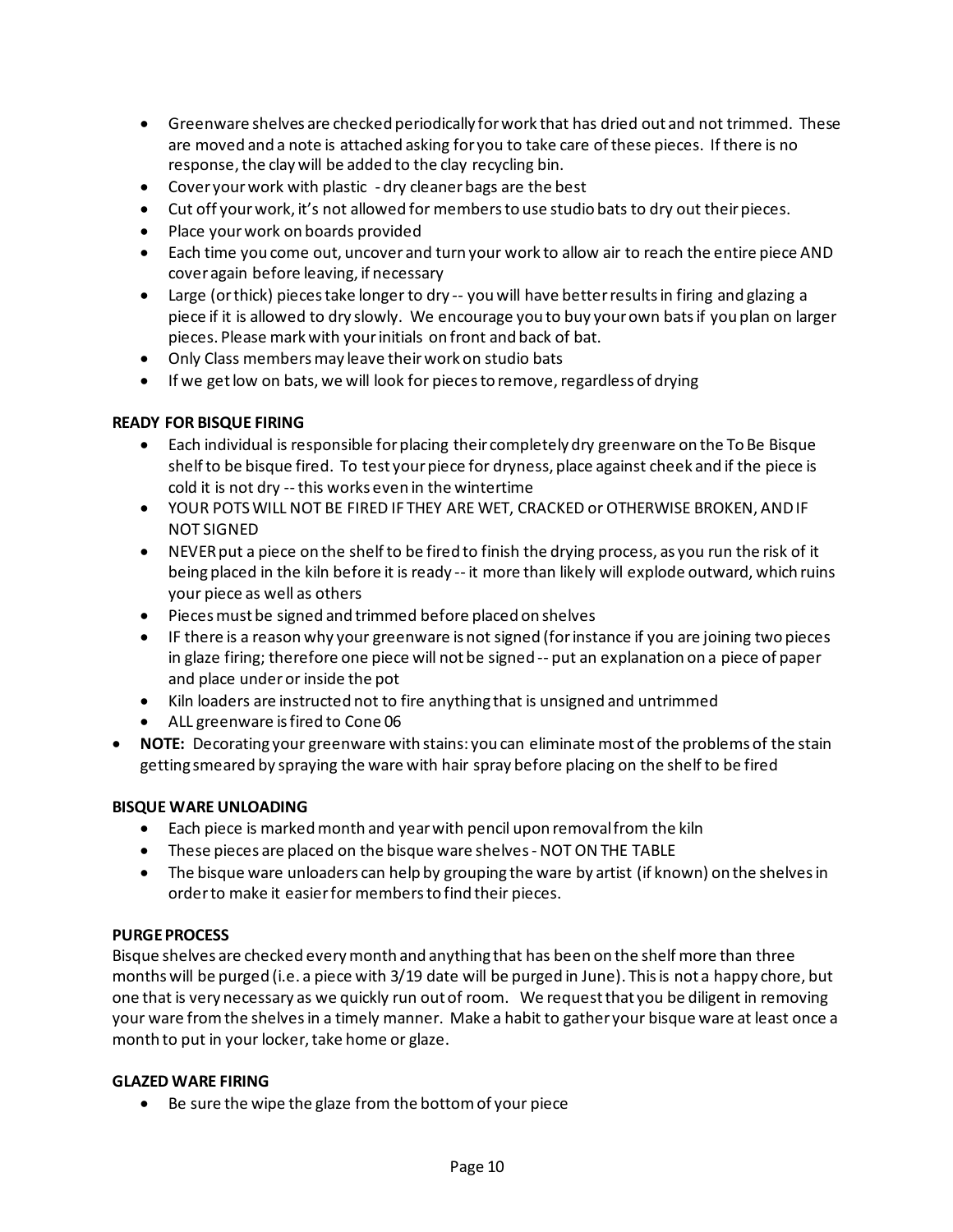- Greenware shelves are checked periodically for work that has dried out and not trimmed. These are moved and a note is attached asking for you to take care of these pieces. If there is no response, the clay will be added to the clay recycling bin.
- Cover your work with plastic - dry cleaner bags are the best
- Cut off your work, it's not allowed for members to use studio bats to dry out their pieces.
- Place your work on boards provided
- Each time you come out, uncover and turn your work to allow air to reach the entire piece AND cover again before leaving, if necessary
- Large (or thick) pieces take longer to dry -- you will have better results in firing and glazing a piece if it is allowed to dry slowly. We encourage you to buy your own bats if you plan on larger pieces. Please mark with your initials on front and back of bat.
- Only Class members may leave their work on studio bats
- If we get low on bats, we will look for pieces to remove, regardless of drying

**READY FOR BISQUE FIRING**

- Each individual is responsible for placing their completely dry greenware on the To Be Bisque shelf to be bisque fired. To test your piece for dryness, place against cheek and if the piece is cold it is not dry -- this works even in the wintertime
- YOUR POTS WILL NOT BE FIRED IF THEY ARE WET, CRACKED or OTHERWISE BROKEN, AND IF NOT SIGNED
- NEVER put a piece on the shelf to be fired to finish the drying process, as you run the risk of it being placed in the kiln before it is ready -- it more than likely will explode outward, which ruins your piece as well as others
- Pieces must be signed and trimmed before placed on shelves
- IF there is a reason why your greenware is not signed (for instance if you are joining two pieces in glaze firing; therefore one piece will not be signed -- put an explanation on a piece of paper and place under or inside the pot
- Kiln loaders are instructed not to fire anything that is unsigned and untrimmed
- ALL greenware is fired to Cone 06
- **NOTE:** Decorating your greenware with stains: you can eliminate most of the problems of the stain getting smeared by spraying the ware with hair spray before placing on the shelf to be fired

**BISQUE WARE UNLOADING**

- Each piece is marked month and year with pencil upon removal from the kiln
- These pieces are placed on the bisque ware shelves - NOT ON THE TABLE
- The bisque ware unloaders can help by grouping the ware by artist (if known) on the shelves in order to make it easier for members to find their pieces.

**PURGE PROCESS**

Bisque shelves are checked every month and anything that has been on the shelf more than three months will be purged (i.e. a piece with 3/19 date will be purged in June). This is not a happy chore, but one that is very necessary as we quickly run out of room. We request that you be diligent in removing your ware from the shelves in a timely manner. Make a habit to gather your bisque ware at least once a month to put in your locker, take home or glaze.

**GLAZED WARE FIRING**

- Be sure the wipe the glaze from the bottom of your piece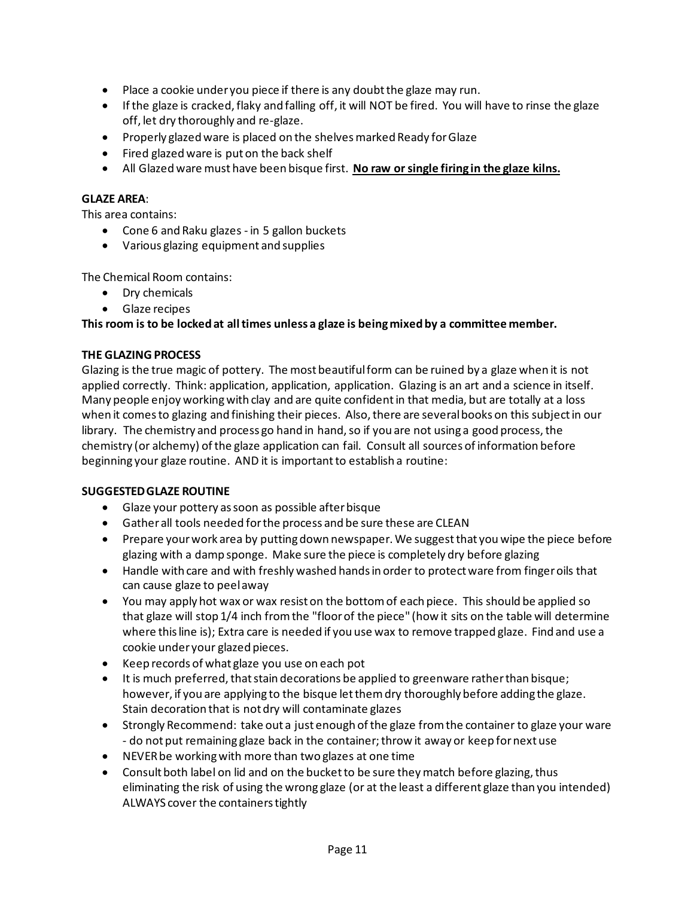- Place a cookie under you piece if there is any doubt the glaze may run.
- If the glaze is cracked, flaky and falling off, it will NOT be fired. You will have to rinse the glaze off, let dry thoroughly and re-glaze.
- Properly glazed ware is placed on the shelves marked Ready for Glaze
- Fired glazed ware is put on the back shelf
- All Glazed ware must have been bisque first. **No raw or single firing in the glaze kilns.**

**GLAZE AREA**:

This area contains:

- Cone 6 and Raku glazes - in 5 gallon buckets
- Various glazing equipment and supplies

The Chemical Room contains:

- Dry chemicals
- Glaze recipes

**This room is to be locked at all times unless a glaze is being mixed by a committee member.**

**THE GLAZING PROCESS**

Glazing is the true magic of pottery. The most beautiful form can be ruined by a glaze when it is not applied correctly. Think: application, application, application. Glazing is an art and a science in itself. Many people enjoy working with clay and are quite confident in that media, but are totally at a loss when it comes to glazing and finishing their pieces. Also, there are several books on this subject in our library. The chemistry and process go hand in hand, so if you are not using a good process, the chemistry (or alchemy) of the glaze application can fail. Consult all sources of information before beginning your glaze routine. AND it is important to establish a routine:

**SUGGESTED GLAZE ROUTINE**

- Glaze your pottery as soon as possible after bisque
- Gather all tools needed for the process and be sure these are CLEAN
- Prepare your work area by putting down newspaper. We suggest that you wipe the piece before glazing with a damp sponge. Make sure the piece is completely dry before glazing
- Handle with care and with freshly washed hands in order to protect ware from finger oils that can cause glaze to peel away
- You may apply hot wax or wax resist on the bottom of each piece. This should be applied so that glaze will stop 1/4 inch from the "floor of the piece" (how it sits on the table will determine where this line is); Extra care is needed if you use wax to remove trapped glaze. Find and use a cookie under your glazed pieces.
- Keep records of what glaze you use on each pot
- It is much preferred, that stain decorations be applied to greenware rather than bisque; however, if you are applying to the bisque let them dry thoroughly before adding the glaze. Stain decoration that is not dry will contaminate glazes
- Strongly Recommend: take out a just enough of the glaze from the container to glaze your ware - do not put remaining glaze back in the container; throw it away or keep for next use
- NEVER be working with more than two glazes at one time
- Consult both label on lid and on the bucket to be sure they match before glazing, thus eliminating the risk of using the wrong glaze (or at the least a different glaze than you intended) ALWAYS cover the containers tightly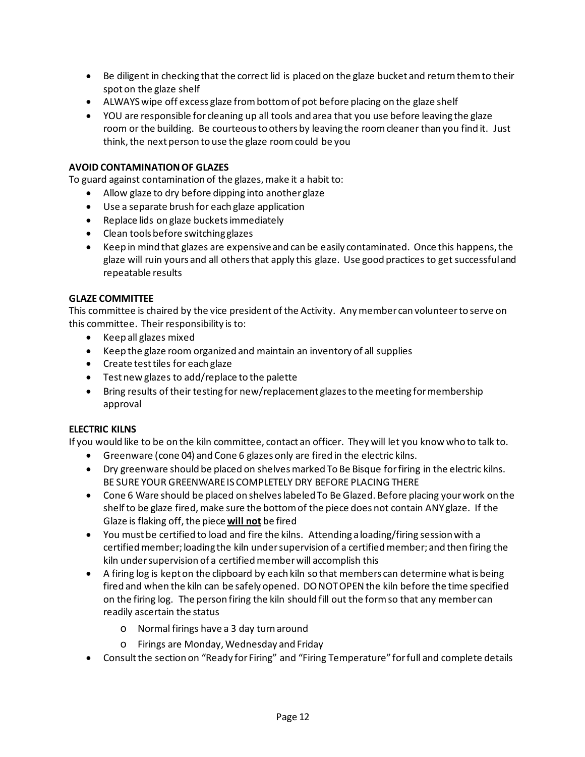- Be diligent in checking that the correct lid is placed on the glaze bucket and return them to their spot on the glaze shelf
- ALWAYS wipe off excess glaze from bottom of pot before placing on the glaze shelf
- YOU are responsible for cleaning up all tools and area that you use before leaving the glaze room or the building. Be courteous to others by leaving the room cleaner than you find it. Just think, the next person to use the glaze room could be you

**AVOID CONTAMINATION OF GLAZES**

To guard against contamination of the glazes, make it a habit to:

- Allow glaze to dry before dipping into another glaze
- Use a separate brush for each glaze application
- Replace lids on glaze buckets immediately
- Clean tools before switching glazes
- Keep in mind that glazes are expensive and can be easily contaminated. Once this happens, the glaze will ruin yours and all others that apply this glaze. Use good practices to get successful and repeatable results

**GLAZE COMMITTEE**

This committee is chaired by the vice president of the Activity. Any member can volunteer to serve on this committee. Their responsibility is to:

- Keep all glazes mixed
- Keep the glaze room organized and maintain an inventory of all supplies
- Create test tiles for each glaze
- Test new glazes to add/replace to the palette
- Bring results of their testing for new/replacement glazes to the meeting for membership approval

**ELECTRIC KILNS**

If you would like to be on the kiln committee, contact an officer. They will let you know who to talk to.

- Greenware (cone 04) and Cone 6 glazes only are fired in the electric kilns.
- Dry greenware should be placed on shelves marked To Be Bisque for firing in the electric kilns. BE SURE YOUR GREENWARE IS COMPLETELY DRY BEFORE PLACING THERE
- Cone 6 Ware should be placed on shelves labeled To Be Glazed. Before placing your work on the shelf to be glaze fired, make sure the bottom of the piece does not contain ANY glaze. If the Glaze is flaking off, the piece **will not** be fired
- You must be certified to load and fire the kilns. Attending a loading/firing session with a certified member; loading the kiln under supervision of a certified member; and then firing the kiln under supervision of a certified member will accomplish this
- A firing log is kept on the clipboard by each kiln so that members can determine what is being fired and when the kiln can be safely opened. DO NOT OPEN the kiln before the time specified on the firing log. The person firing the kiln should fill out the form so that any member can readily ascertain the status
    - Normal firings have a 3 day turn around
    - Firings are Monday, Wednesday and Friday
- Consult the section on "Ready for Firing" and "Firing Temperature" for full and complete details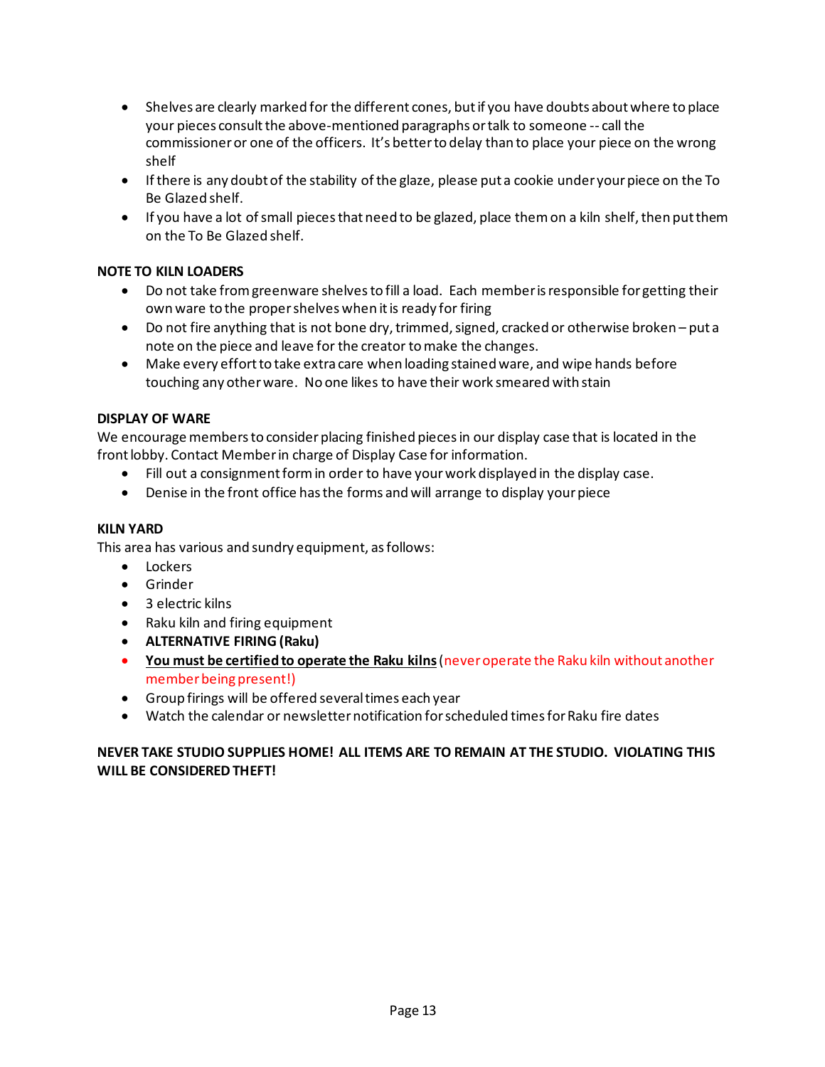- Shelves are clearly marked for the different cones, but if you have doubts about where to place your pieces consult the above-mentioned paragraphs or talk to someone -- call the commissioner or one of the officers. It's better to delay than to place your piece on the wrong shelf
- If there is any doubt of the stability of the glaze, please put a cookie under your piece on the To Be Glazed shelf.
- If you have a lot of small pieces that need to be glazed, place them on a kiln shelf, then put them on the To Be Glazed shelf.

**NOTE TO KILN LOADERS**

- Do not take from greenware shelves to fill a load. Each member is responsible for getting their own ware to the proper shelves when it is ready for firing
- Do not fire anything that is not bone dry, trimmed, signed, cracked or otherwise broken – put a note on the piece and leave for the creator to make the changes.
- Make every effort to take extra care when loading stained ware, and wipe hands before touching any other ware. No one likes to have their work smeared with stain

**DISPLAY OF WARE**

We encourage members to consider placing finished pieces in our display case that is located in the front lobby. Contact Member in charge of Display Case for information.

- Fill out a consignment form in order to have your work displayed in the display case.
- Denise in the front office has the forms and will arrange to display your piece

**KILN YARD**

This area has various and sundry equipment, as follows:

- Lockers
- Grinder
- 3 electric kilns
- Raku kiln and firing equipment
- **ALTERNATIVE FIRING (Raku)**
- **<u>You must be certified to operate the Raku kilns</u>** (never operate the Raku kiln without another member being present!)
- Group firings will be offered several times each year
- Watch the calendar or newsletter notification for scheduled times for Raku fire dates

**NEVER TAKE STUDIO SUPPLIES HOME! ALL ITEMS ARE TO REMAIN AT THE STUDIO. VIOLATING THIS WILL BE CONSIDERED THEFT!**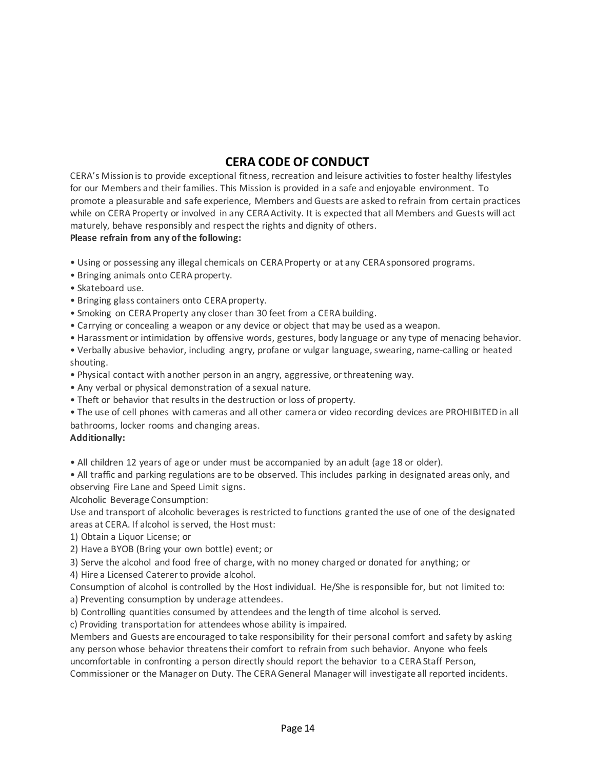# CERA CODE OF CONDUCT

CERA's Mission is to provide exceptional fitness, recreation and leisure activities to foster healthy lifestyles for our Members and their families. This Mission is provided in a safe and enjoyable environment. To promote a pleasurable and safe experience, Members and Guests are asked to refrain from certain practices while on CERA Property or involved in any CERA Activity. It is expected that all Members and Guests will act maturely, behave responsibly and respect the rights and dignity of others.

**Please refrain from any of the following:**

- Using or possessing any illegal chemicals on CERA Property or at any CERA sponsored programs.
- Bringing animals onto CERA property.
- Skateboard use.
- Bringing glass containers onto CERA property.
- Smoking on CERA Property any closer than 30 feet from a CERA building.
- Carrying or concealing a weapon or any device or object that may be used as a weapon.
- Harassment or intimidation by offensive words, gestures, body language or any type of menacing behavior.
- Verbally abusive behavior, including angry, profane or vulgar language, swearing, name-calling or heated shouting.
- Physical contact with another person in an angry, aggressive, or threatening way.
- Any verbal or physical demonstration of a sexual nature.
- Theft or behavior that results in the destruction or loss of property.
- The use of cell phones with cameras and all other camera or video recording devices are PROHIBITED in all bathrooms, locker rooms and changing areas.

**Additionally:**

- All children 12 years of age or under must be accompanied by an adult (age 18 or older).
- All traffic and parking regulations are to be observed. This includes parking in designated areas only, and observing Fire Lane and Speed Limit signs.

Alcoholic Beverage Consumption:

Use and transport of alcoholic beverages is restricted to functions granted the use of one of the designated areas at CERA. If alcohol is served, the Host must:

1) Obtain a Liquor License; or
2) Have a BYOB (Bring your own bottle) event; or
3) Serve the alcohol and food free of charge, with no money charged or donated for anything; or
4) Hire a Licensed Caterer to provide alcohol.

Consumption of alcohol is controlled by the Host individual. He/She is responsible for, but not limited to:

a) Preventing consumption by underage attendees.
b) Controlling quantities consumed by attendees and the length of time alcohol is served.
c) Providing transportation for attendees whose ability is impaired.

Members and Guests are encouraged to take responsibility for their personal comfort and safety by asking any person whose behavior threatens their comfort to refrain from such behavior. Anyone who feels uncomfortable in confronting a person directly should report the behavior to a CERA Staff Person, Commissioner or the Manager on Duty. The CERA General Manager will investigate all reported incidents.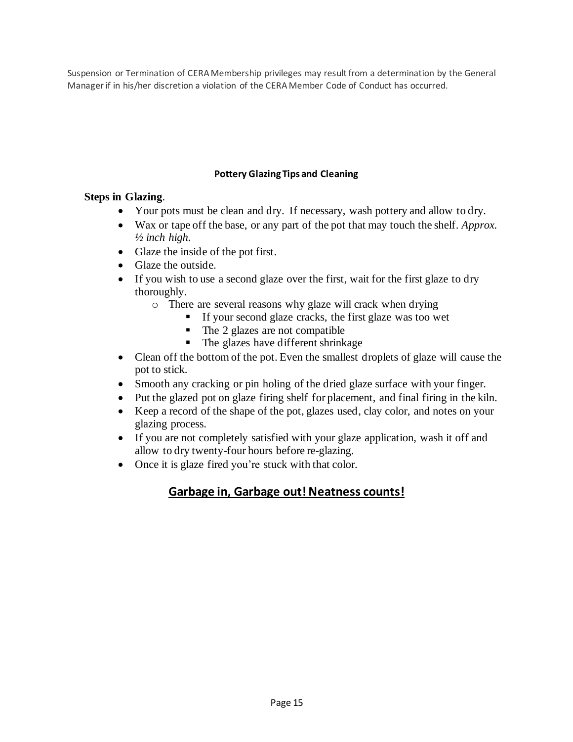Suspension or Termination of CERA Membership privileges may result from a determination by the General Manager if in his/her discretion a violation of the CERA Member Code of Conduct has occurred.

## Pottery Glazing Tips and Cleaning

**Steps in Glazing**.

- Your pots must be clean and dry. If necessary, wash pottery and allow to dry.
- Wax or tape off the base, or any part of the pot that may touch the shelf. *Approx. ½ inch high.*
- Glaze the inside of the pot first.
- Glaze the outside.
- If you wish to use a second glaze over the first, wait for the first glaze to dry thoroughly.
  - There are several reasons why glaze will crack when drying
    - If your second glaze cracks, the first glaze was too wet
    - The 2 glazes are not compatible
    - The glazes have different shrinkage
- Clean off the bottom of the pot. Even the smallest droplets of glaze will cause the pot to stick.
- Smooth any cracking or pin holing of the dried glaze surface with your finger.
- Put the glazed pot on glaze firing shelf for placement, and final firing in the kiln.
- Keep a record of the shape of the pot, glazes used, clay color, and notes on your glazing process.
- If you are not completely satisfied with your glaze application, wash it off and allow to dry twenty-four hours before re-glazing.
- Once it is glaze fired you're stuck with that color.

## Garbage in, Garbage out! Neatness counts!